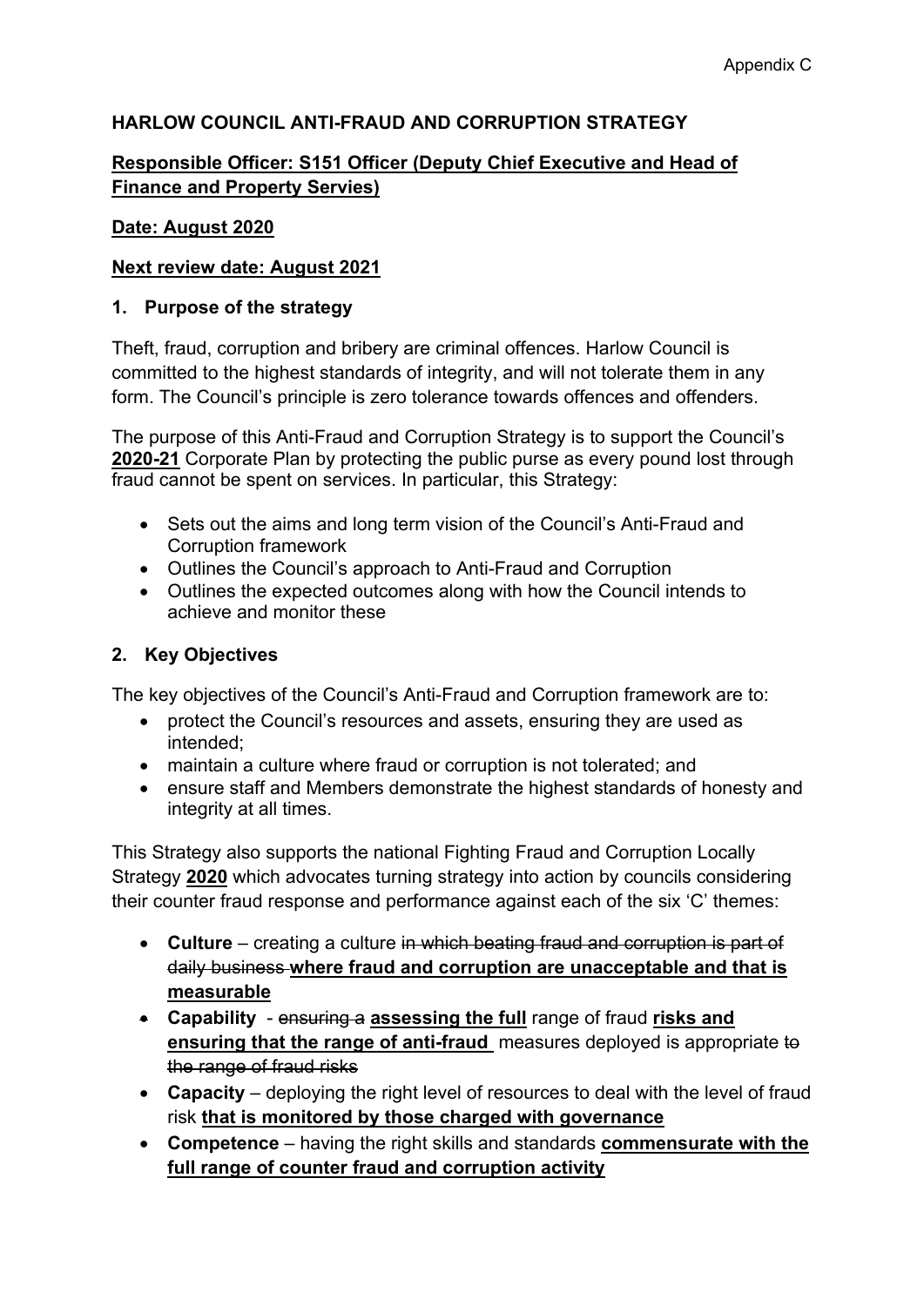Appendix C

**HARLOW COUNCIL ANTI-FRAUD AND CORRUPTION STRATEGY**

**Responsible Officer: S151 Officer (Deputy Chief Executive and Head of Finance and Property Servies)**

**Date: August 2020**

**Next review date: August 2021**

## 1. Purpose of the strategy

Theft, fraud, corruption and bribery are criminal offences. Harlow Council is committed to the highest standards of integrity, and will not tolerate them in any form. The Council's principle is zero tolerance towards offences and offenders.

The purpose of this Anti-Fraud and Corruption Strategy is to support the Council's **2020-21** Corporate Plan by protecting the public purse as every pound lost through fraud cannot be spent on services. In particular, this Strategy:

- Sets out the aims and long term vision of the Council's Anti-Fraud and Corruption framework
- Outlines the Council's approach to Anti-Fraud and Corruption
- Outlines the expected outcomes along with how the Council intends to achieve and monitor these

## 2. Key Objectives

The key objectives of the Council's Anti-Fraud and Corruption framework are to:

- protect the Council's resources and assets, ensuring they are used as intended;
- maintain a culture where fraud or corruption is not tolerated; and
- ensure staff and Members demonstrate the highest standards of honesty and integrity at all times.

This Strategy also supports the national Fighting Fraud and Corruption Locally Strategy **2020** which advocates turning strategy into action by councils considering their counter fraud response and performance against each of the six 'C' themes:

- **Culture** – creating a culture ~~in which beating fraud and corruption is part of daily business~~ **where fraud and corruption are unacceptable and that is measurable**
- **Capability** - ~~ensuring a~~ **assessing the full** range of fraud **risks and ensuring that the range of anti-fraud** measures deployed is appropriate ~~to the range of fraud risks~~
- **Capacity** – deploying the right level of resources to deal with the level of fraud risk **that is monitored by those charged with governance**
- **Competence** – having the right skills and standards **commensurate with the full range of counter fraud and corruption activity**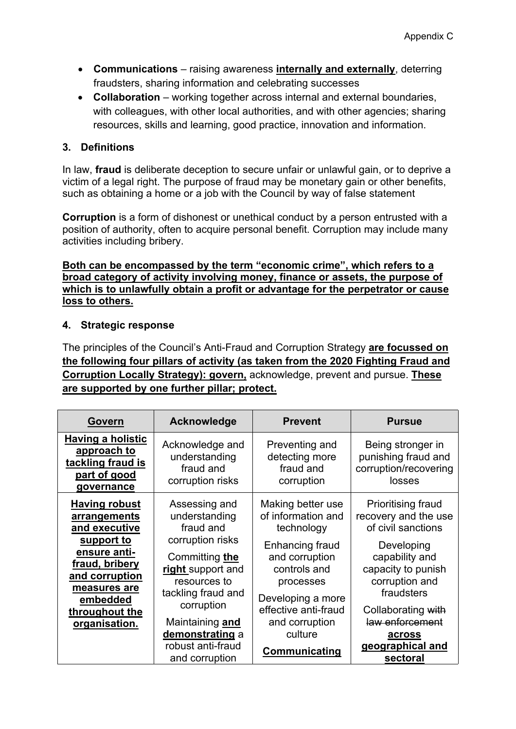- **Communications** – raising awareness **internally and externally**, deterring fraudsters, sharing information and celebrating successes
- **Collaboration** – working together across internal and external boundaries, with colleagues, with other local authorities, and with other agencies; sharing resources, skills and learning, good practice, innovation and information.

### 3. Definitions

In law, **fraud** is deliberate deception to secure unfair or unlawful gain, or to deprive a victim of a legal right. The purpose of fraud may be monetary gain or other benefits, such as obtaining a home or a job with the Council by way of false statement

**Corruption** is a form of dishonest or unethical conduct by a person entrusted with a position of authority, often to acquire personal benefit. Corruption may include many activities including bribery.

**Both can be encompassed by the term "economic crime", which refers to a broad category of activity involving money, finance or assets, the purpose of which is to unlawfully obtain a profit or advantage for the perpetrator or cause loss to others.**

### 4. Strategic response

The principles of the Council's Anti-Fraud and Corruption Strategy **are focussed on the following four pillars of activity (as taken from the 2020 Fighting Fraud and Corruption Locally Strategy): govern,** acknowledge, prevent and pursue. **These are supported by one further pillar; protect.**

| **Govern** | **Acknowledge** | **Prevent** | **Pursue** |
|---|---|---|---|
| **Having a holistic approach to tackling fraud is part of good governance** | Acknowledge and understanding fraud and corruption risks | Preventing and detecting more fraud and corruption | Being stronger in punishing fraud and corruption/recovering losses |
| **Having robust arrangements and executive support to ensure anti-fraud, bribery and corruption measures are embedded throughout the organisation.** | Assessing and understanding fraud and corruption risks<br><br>Committing **the right** support and resources to tackling fraud and corruption<br><br>Maintaining **and demonstrating** a robust anti-fraud and corruption | Making better use of information and technology<br><br>Enhancing fraud and corruption controls and processes<br><br>Developing a more effective anti-fraud and corruption culture<br><br>**Communicating** | Prioritising fraud recovery and the use of civil sanctions<br><br>Developing capability and capacity to punish corruption and fraudsters<br><br>Collaborating ~~with law enforcement~~ **across geographical and sectoral** |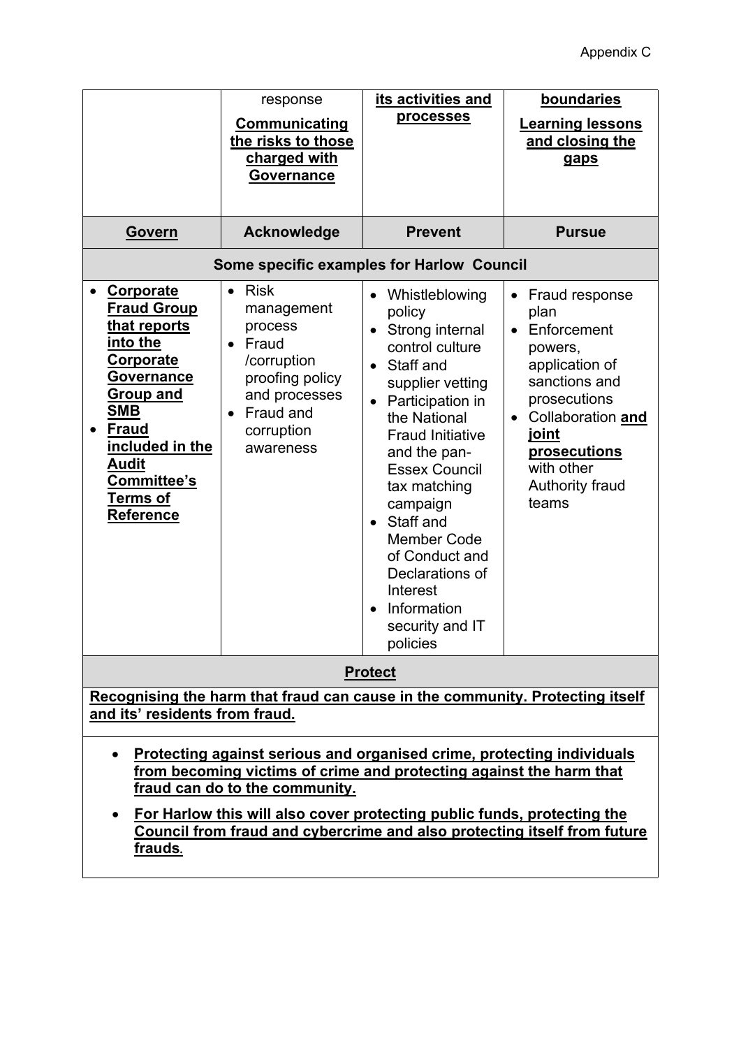| | response<br>**Communicating the risks to those charged with Governance** | **its activities and processes** | **boundaries**<br>**Learning lessons and closing the gaps** |
|---|---|---|---|
| **Govern** | **Acknowledge** | **Prevent** | **Pursue** |
| **Some specific examples for Harlow Council** | | | |
| • **Corporate Fraud Group that reports into the Corporate Governance Group and SMB**<br>• **Fraud included in the Audit Committee's Terms of Reference** | • Risk management process<br>• Fraud /corruption proofing policy and processes<br>• Fraud and corruption awareness | • Whistleblowing policy<br>• Strong internal control culture<br>• Staff and supplier vetting<br>• Participation in the National Fraud Initiative and the pan-Essex Council tax matching campaign<br>• Staff and Member Code of Conduct and Declarations of Interest<br>• Information security and IT policies | • Fraud response plan<br>• Enforcement powers, application of sanctions and prosecutions<br>• Collaboration **and joint prosecutions** with other Authority fraud teams |
| **Protect** | | | |
| **Recognising the harm that fraud can cause in the community. Protecting itself and its' residents from fraud.** | | | |
| • **Protecting against serious and organised crime, protecting individuals from becoming victims of crime and protecting against the harm that fraud can do to the community.**<br>• **For Harlow this will also cover protecting public funds, protecting the Council from fraud and cybercrime and also protecting itself from future frauds.** | | | |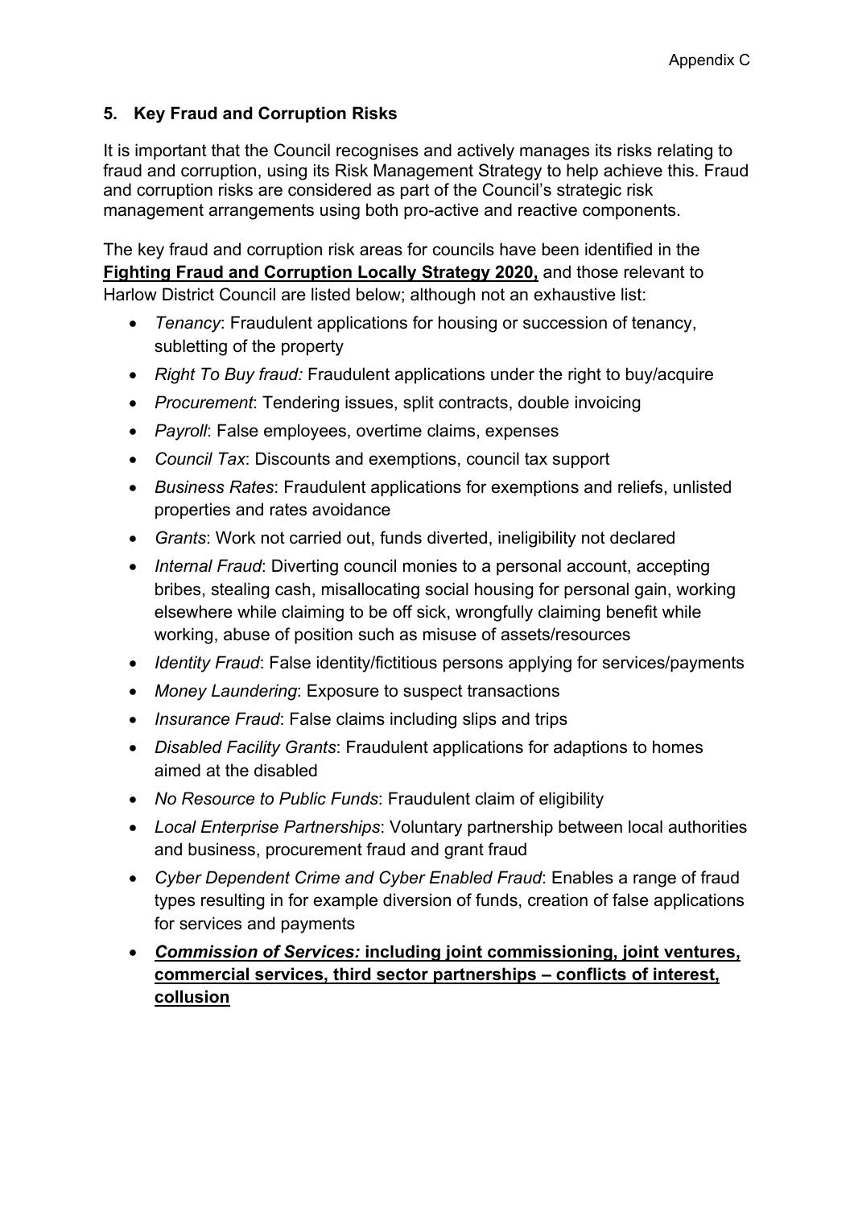## 5. Key Fraud and Corruption Risks

It is important that the Council recognises and actively manages its risks relating to fraud and corruption, using its Risk Management Strategy to help achieve this. Fraud and corruption risks are considered as part of the Council's strategic risk management arrangements using both pro-active and reactive components.

The key fraud and corruption risk areas for councils have been identified in the **Fighting Fraud and Corruption Locally Strategy 2020,** and those relevant to Harlow District Council are listed below; although not an exhaustive list:

- *Tenancy*: Fraudulent applications for housing or succession of tenancy, subletting of the property
- *Right To Buy fraud:* Fraudulent applications under the right to buy/acquire
- *Procurement*: Tendering issues, split contracts, double invoicing
- *Payroll*: False employees, overtime claims, expenses
- *Council Tax*: Discounts and exemptions, council tax support
- *Business Rates*: Fraudulent applications for exemptions and reliefs, unlisted properties and rates avoidance
- *Grants*: Work not carried out, funds diverted, ineligibility not declared
- *Internal Fraud*: Diverting council monies to a personal account, accepting bribes, stealing cash, misallocating social housing for personal gain, working elsewhere while claiming to be off sick, wrongfully claiming benefit while working, abuse of position such as misuse of assets/resources
- *Identity Fraud*: False identity/fictitious persons applying for services/payments
- *Money Laundering*: Exposure to suspect transactions
- *Insurance Fraud*: False claims including slips and trips
- *Disabled Facility Grants*: Fraudulent applications for adaptions to homes aimed at the disabled
- *No Resource to Public Funds*: Fraudulent claim of eligibility
- *Local Enterprise Partnerships*: Voluntary partnership between local authorities and business, procurement fraud and grant fraud
- *Cyber Dependent Crime and Cyber Enabled Fraud*: Enables a range of fraud types resulting in for example diversion of funds, creation of false applications for services and payments
- ***Commission of Services:* including joint commissioning, joint ventures, commercial services, third sector partnerships – conflicts of interest, collusion**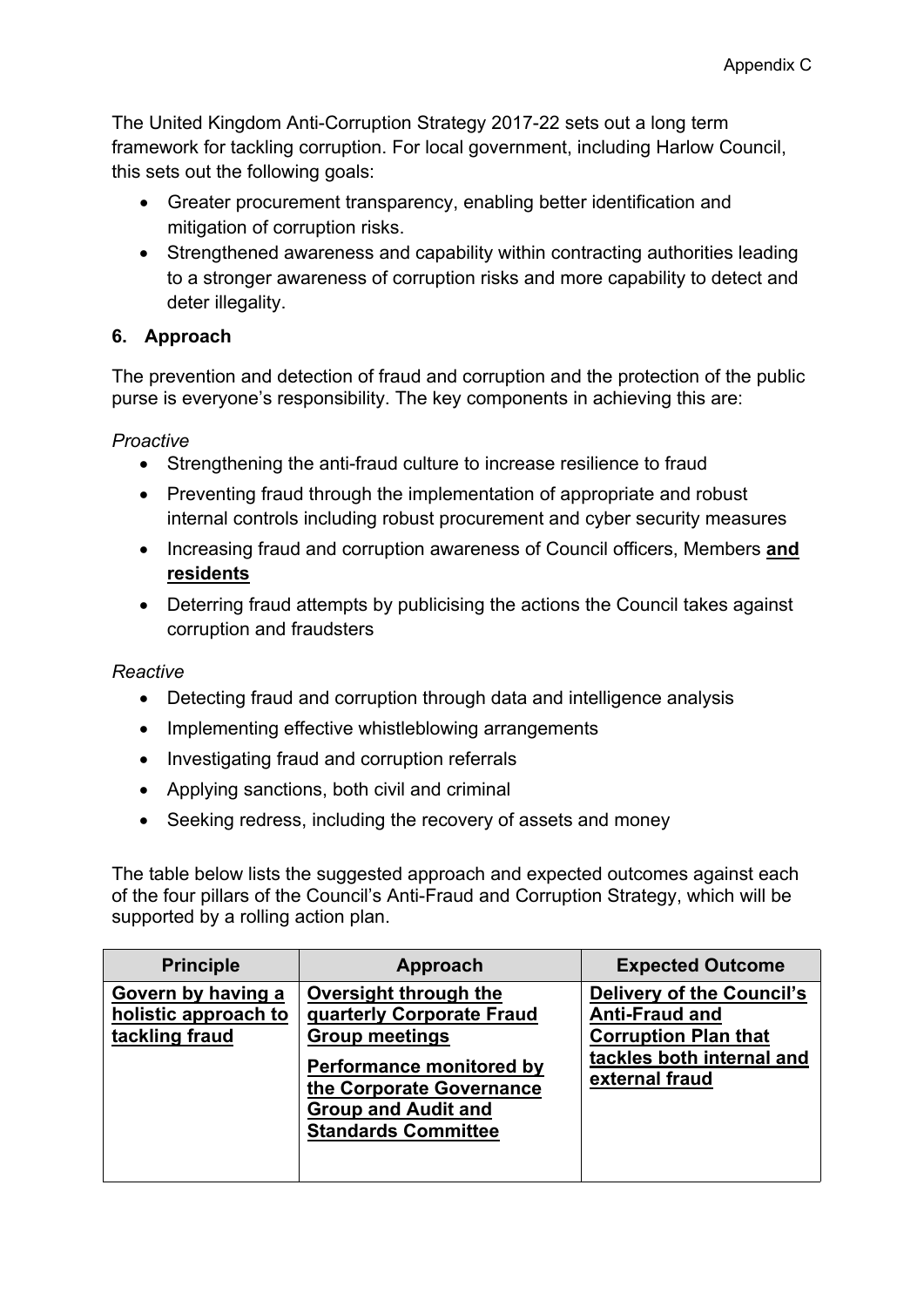The United Kingdom Anti-Corruption Strategy 2017-22 sets out a long term framework for tackling corruption. For local government, including Harlow Council, this sets out the following goals:

- Greater procurement transparency, enabling better identification and mitigation of corruption risks.
- Strengthened awareness and capability within contracting authorities leading to a stronger awareness of corruption risks and more capability to detect and deter illegality.

## 6. Approach

The prevention and detection of fraud and corruption and the protection of the public purse is everyone's responsibility. The key components in achieving this are:

*Proactive*

- Strengthening the anti-fraud culture to increase resilience to fraud
- Preventing fraud through the implementation of appropriate and robust internal controls including robust procurement and cyber security measures
- Increasing fraud and corruption awareness of Council officers, Members **and residents**
- Deterring fraud attempts by publicising the actions the Council takes against corruption and fraudsters

*Reactive*

- Detecting fraud and corruption through data and intelligence analysis
- Implementing effective whistleblowing arrangements
- Investigating fraud and corruption referrals
- Applying sanctions, both civil and criminal
- Seeking redress, including the recovery of assets and money

The table below lists the suggested approach and expected outcomes against each of the four pillars of the Council's Anti-Fraud and Corruption Strategy, which will be supported by a rolling action plan.

| Principle | Approach | Expected Outcome |
|---|---|---|
| **Govern by having a holistic approach to tackling fraud** | **Oversight through the quarterly Corporate Fraud Group meetings**<br><br>**Performance monitored by the Corporate Governance Group and Audit and Standards Committee** | **Delivery of the Council's Anti-Fraud and Corruption Plan that tackles both internal and external fraud** |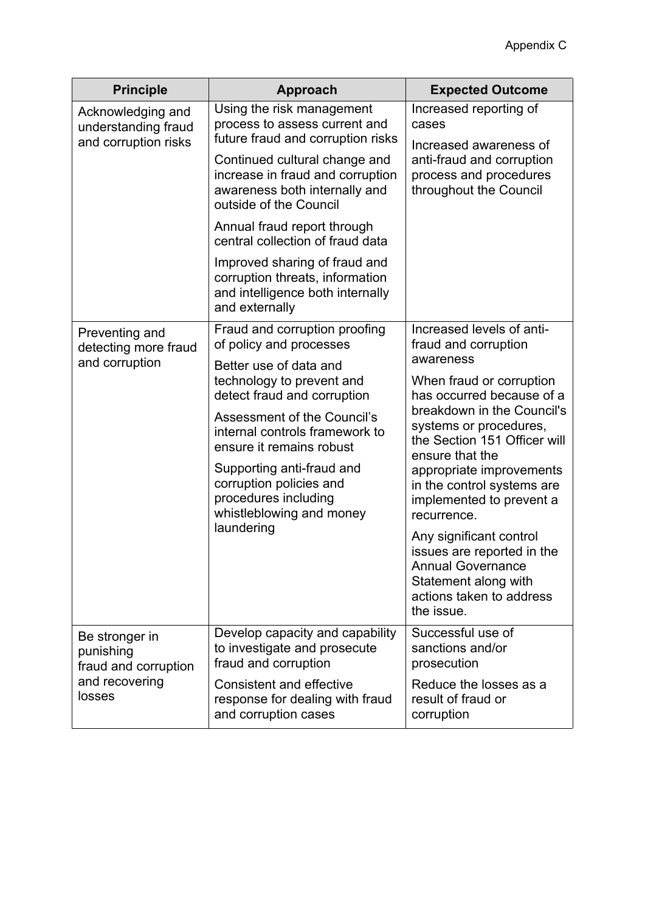Appendix C

| Principle | Approach | Expected Outcome |
| --- | --- | --- |
| Acknowledging and understanding fraud and corruption risks | Using the risk management process to assess current and future fraud and corruption risks<br><br>Continued cultural change and increase in fraud and corruption awareness both internally and outside of the Council<br><br>Annual fraud report through central collection of fraud data<br><br>Improved sharing of fraud and corruption threats, information and intelligence both internally and externally | Increased reporting of cases<br><br>Increased awareness of anti-fraud and corruption process and procedures throughout the Council |
| Preventing and detecting more fraud and corruption | Fraud and corruption proofing of policy and processes<br><br>Better use of data and technology to prevent and detect fraud and corruption<br><br>Assessment of the Council's internal controls framework to ensure it remains robust<br><br>Supporting anti-fraud and corruption policies and procedures including whistleblowing and money laundering | Increased levels of anti-fraud and corruption awareness<br><br>When fraud or corruption has occurred because of a breakdown in the Council's systems or procedures, the Section 151 Officer will ensure that the appropriate improvements in the control systems are implemented to prevent a recurrence.<br><br>Any significant control issues are reported in the Annual Governance Statement along with actions taken to address the issue. |
| Be stronger in punishing fraud and corruption and recovering losses | Develop capacity and capability to investigate and prosecute fraud and corruption<br><br>Consistent and effective response for dealing with fraud and corruption cases | Successful use of sanctions and/or prosecution<br><br>Reduce the losses as a result of fraud or corruption |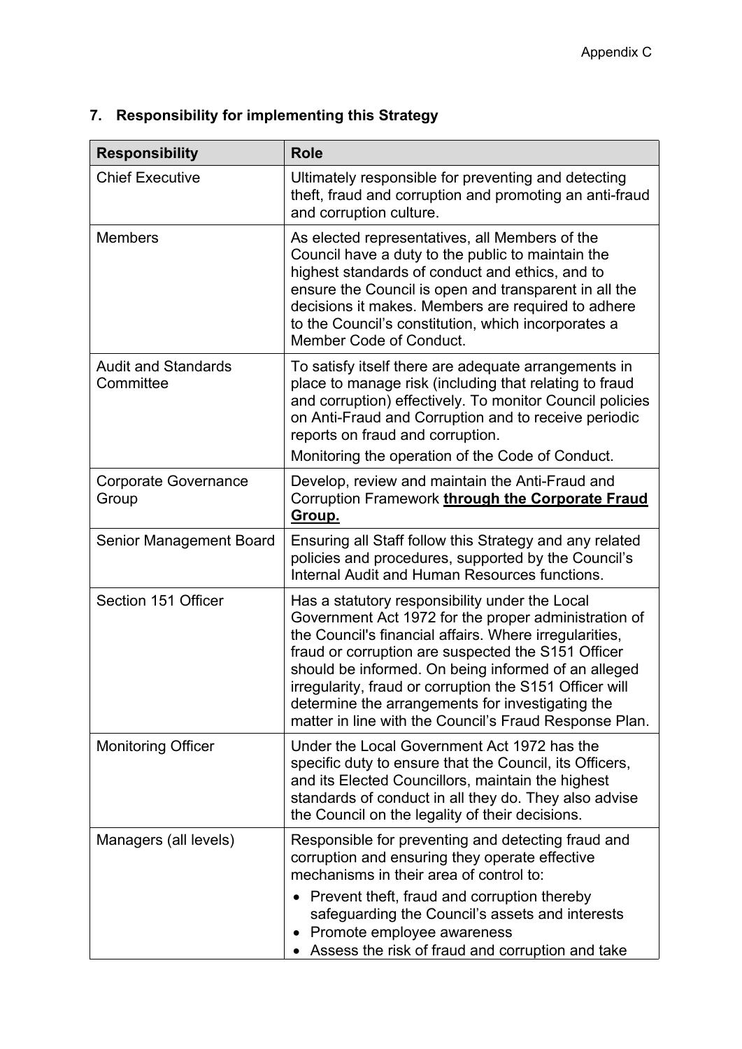## 7. Responsibility for implementing this Strategy

| Responsibility | Role |
|---|---|
| Chief Executive | Ultimately responsible for preventing and detecting theft, fraud and corruption and promoting an anti-fraud and corruption culture. |
| Members | As elected representatives, all Members of the Council have a duty to the public to maintain the highest standards of conduct and ethics, and to ensure the Council is open and transparent in all the decisions it makes. Members are required to adhere to the Council's constitution, which incorporates a Member Code of Conduct. |
| Audit and Standards Committee | To satisfy itself there are adequate arrangements in place to manage risk (including that relating to fraud and corruption) effectively. To monitor Council policies on Anti-Fraud and Corruption and to receive periodic reports on fraud and corruption.<br>Monitoring the operation of the Code of Conduct. |
| Corporate Governance Group | Develop, review and maintain the Anti-Fraud and Corruption Framework **through the Corporate Fraud Group.** |
| Senior Management Board | Ensuring all Staff follow this Strategy and any related policies and procedures, supported by the Council's Internal Audit and Human Resources functions. |
| Section 151 Officer | Has a statutory responsibility under the Local Government Act 1972 for the proper administration of the Council's financial affairs. Where irregularities, fraud or corruption are suspected the S151 Officer should be informed. On being informed of an alleged irregularity, fraud or corruption the S151 Officer will determine the arrangements for investigating the matter in line with the Council's Fraud Response Plan. |
| Monitoring Officer | Under the Local Government Act 1972 has the specific duty to ensure that the Council, its Officers, and its Elected Councillors, maintain the highest standards of conduct in all they do. They also advise the Council on the legality of their decisions. |
| Managers (all levels) | Responsible for preventing and detecting fraud and corruption and ensuring they operate effective mechanisms in their area of control to:<br>• Prevent theft, fraud and corruption thereby safeguarding the Council's assets and interests<br>• Promote employee awareness<br>• Assess the risk of fraud and corruption and take |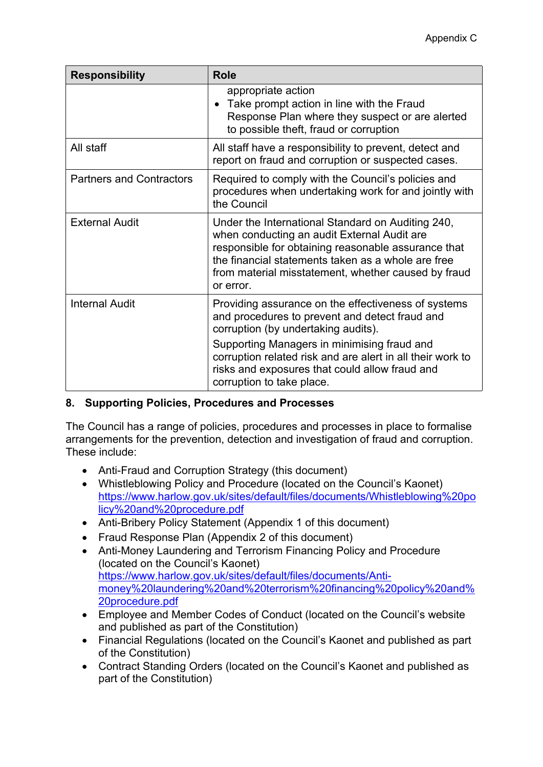| Responsibility | Role |
| --- | --- |
| | appropriate action<br>• Take prompt action in line with the Fraud Response Plan where they suspect or are alerted to possible theft, fraud or corruption |
| All staff | All staff have a responsibility to prevent, detect and report on fraud and corruption or suspected cases. |
| Partners and Contractors | Required to comply with the Council's policies and procedures when undertaking work for and jointly with the Council |
| External Audit | Under the International Standard on Auditing 240, when conducting an audit External Audit are responsible for obtaining reasonable assurance that the financial statements taken as a whole are free from material misstatement, whether caused by fraud or error. |
| Internal Audit | Providing assurance on the effectiveness of systems and procedures to prevent and detect fraud and corruption (by undertaking audits).<br>Supporting Managers in minimising fraud and corruption related risk and are alert in all their work to risks and exposures that could allow fraud and corruption to take place. |

## 8. Supporting Policies, Procedures and Processes

The Council has a range of policies, procedures and processes in place to formalise arrangements for the prevention, detection and investigation of fraud and corruption. These include:

- Anti-Fraud and Corruption Strategy (this document)
- Whistleblowing Policy and Procedure (located on the Council's Kaonet) https://www.harlow.gov.uk/sites/default/files/documents/Whistleblowing%20policy%20and%20procedure.pdf
- Anti-Bribery Policy Statement (Appendix 1 of this document)
- Fraud Response Plan (Appendix 2 of this document)
- Anti-Money Laundering and Terrorism Financing Policy and Procedure (located on the Council's Kaonet) https://www.harlow.gov.uk/sites/default/files/documents/Anti-money%20laundering%20and%20terrorism%20financing%20policy%20and%20procedure.pdf
- Employee and Member Codes of Conduct (located on the Council's website and published as part of the Constitution)
- Financial Regulations (located on the Council's Kaonet and published as part of the Constitution)
- Contract Standing Orders (located on the Council's Kaonet and published as part of the Constitution)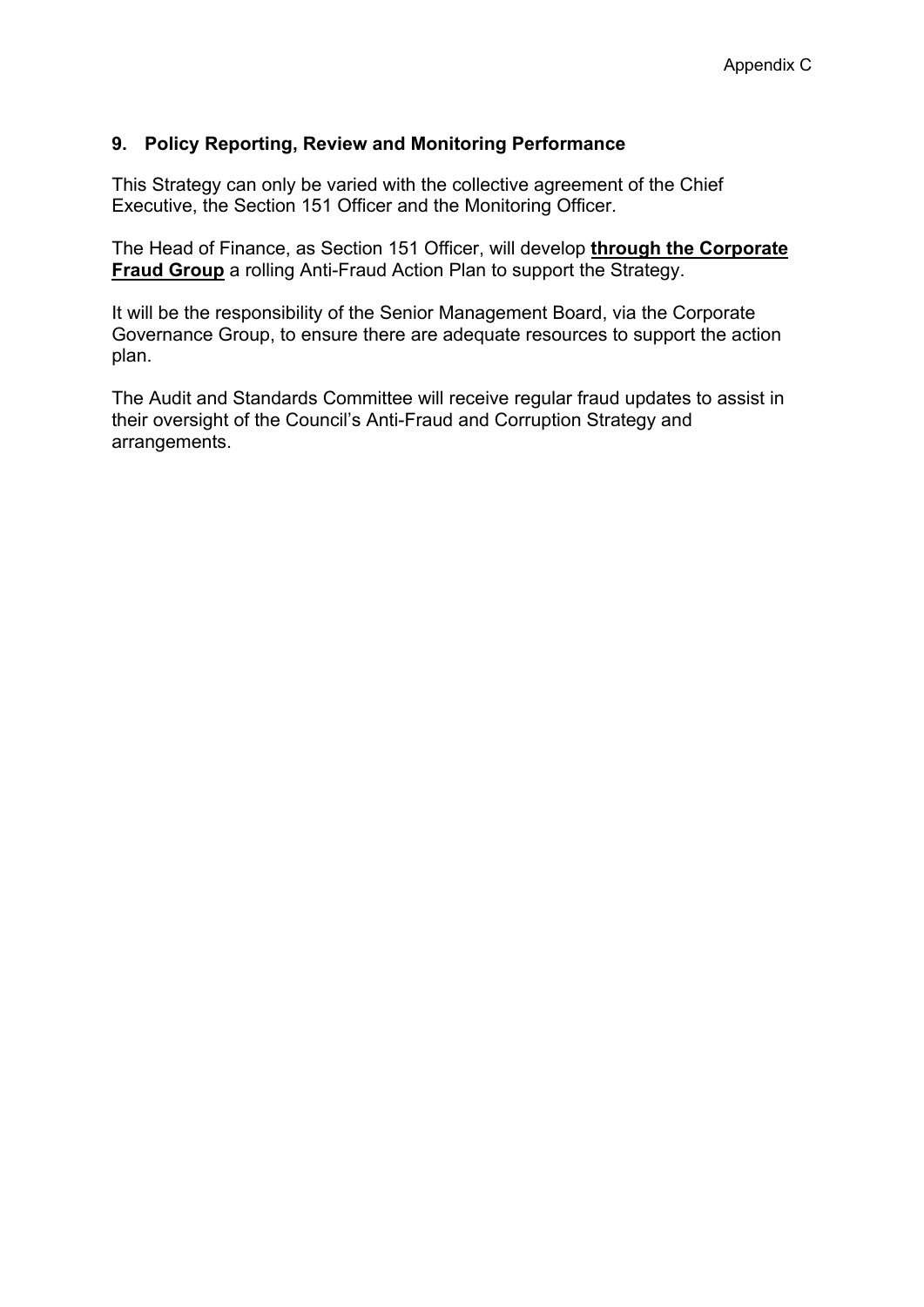## 9. Policy Reporting, Review and Monitoring Performance

This Strategy can only be varied with the collective agreement of the Chief Executive, the Section 151 Officer and the Monitoring Officer.

The Head of Finance, as Section 151 Officer, will develop **<u>through the Corporate Fraud Group</u>** a rolling Anti-Fraud Action Plan to support the Strategy.

It will be the responsibility of the Senior Management Board, via the Corporate Governance Group, to ensure there are adequate resources to support the action plan.

The Audit and Standards Committee will receive regular fraud updates to assist in their oversight of the Council's Anti-Fraud and Corruption Strategy and arrangements.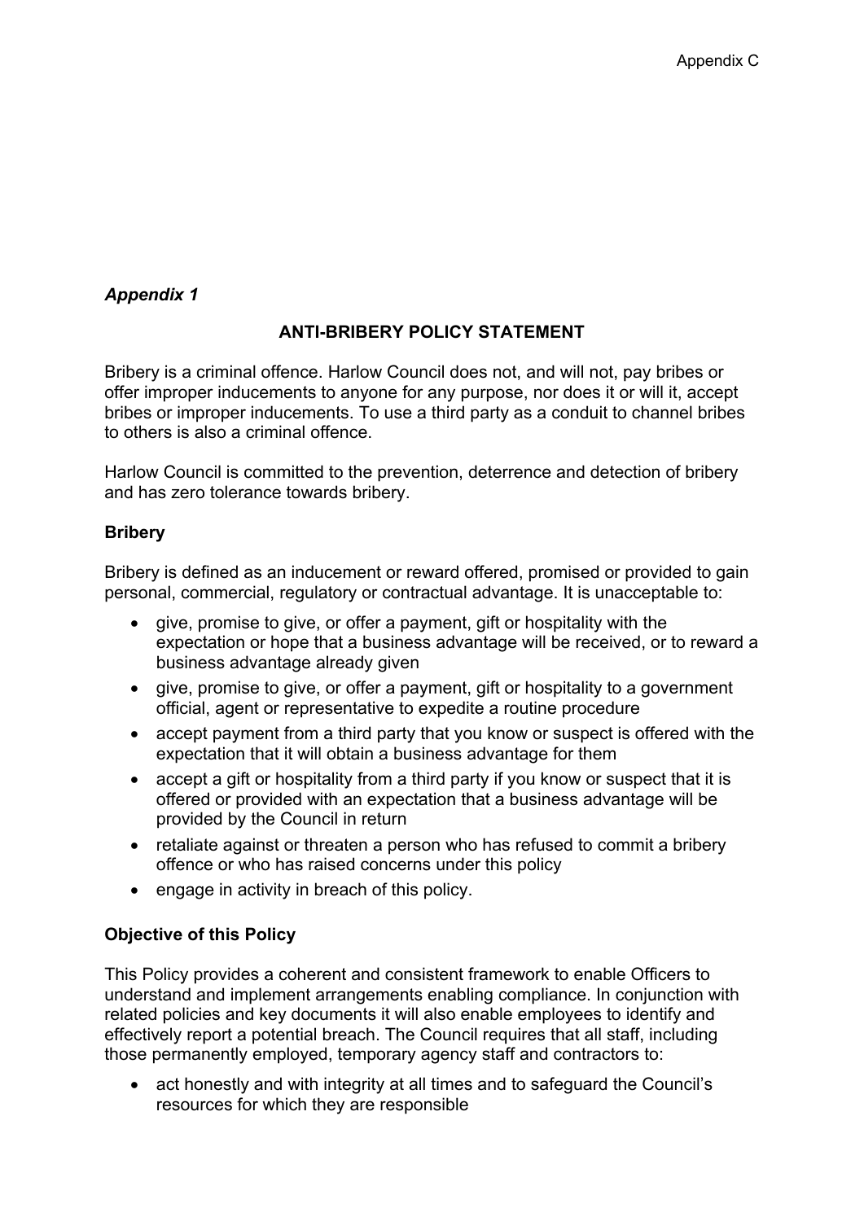Appendix C

*Appendix 1*

## ANTI-BRIBERY POLICY STATEMENT

Bribery is a criminal offence. Harlow Council does not, and will not, pay bribes or offer improper inducements to anyone for any purpose, nor does it or will it, accept bribes or improper inducements. To use a third party as a conduit to channel bribes to others is also a criminal offence.

Harlow Council is committed to the prevention, deterrence and detection of bribery and has zero tolerance towards bribery.

### Bribery

Bribery is defined as an inducement or reward offered, promised or provided to gain personal, commercial, regulatory or contractual advantage. It is unacceptable to:

- give, promise to give, or offer a payment, gift or hospitality with the expectation or hope that a business advantage will be received, or to reward a business advantage already given
- give, promise to give, or offer a payment, gift or hospitality to a government official, agent or representative to expedite a routine procedure
- accept payment from a third party that you know or suspect is offered with the expectation that it will obtain a business advantage for them
- accept a gift or hospitality from a third party if you know or suspect that it is offered or provided with an expectation that a business advantage will be provided by the Council in return
- retaliate against or threaten a person who has refused to commit a bribery offence or who has raised concerns under this policy
- engage in activity in breach of this policy.

### Objective of this Policy

This Policy provides a coherent and consistent framework to enable Officers to understand and implement arrangements enabling compliance. In conjunction with related policies and key documents it will also enable employees to identify and effectively report a potential breach. The Council requires that all staff, including those permanently employed, temporary agency staff and contractors to:

- act honestly and with integrity at all times and to safeguard the Council's resources for which they are responsible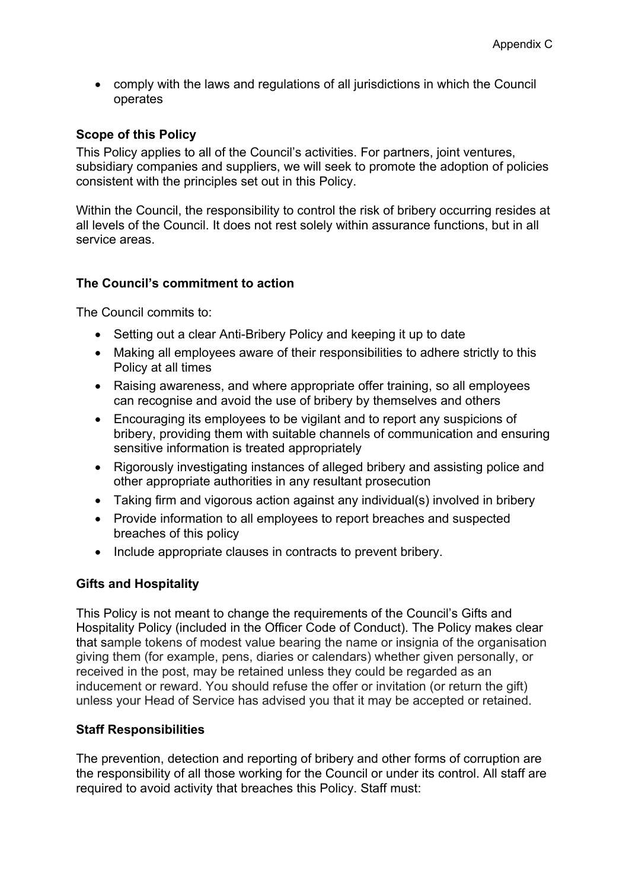- comply with the laws and regulations of all jurisdictions in which the Council operates

**Scope of this Policy**

This Policy applies to all of the Council's activities. For partners, joint ventures, subsidiary companies and suppliers, we will seek to promote the adoption of policies consistent with the principles set out in this Policy.

Within the Council, the responsibility to control the risk of bribery occurring resides at all levels of the Council. It does not rest solely within assurance functions, but in all service areas.

**The Council's commitment to action**

The Council commits to:

- Setting out a clear Anti-Bribery Policy and keeping it up to date
- Making all employees aware of their responsibilities to adhere strictly to this Policy at all times
- Raising awareness, and where appropriate offer training, so all employees can recognise and avoid the use of bribery by themselves and others
- Encouraging its employees to be vigilant and to report any suspicions of bribery, providing them with suitable channels of communication and ensuring sensitive information is treated appropriately
- Rigorously investigating instances of alleged bribery and assisting police and other appropriate authorities in any resultant prosecution
- Taking firm and vigorous action against any individual(s) involved in bribery
- Provide information to all employees to report breaches and suspected breaches of this policy
- Include appropriate clauses in contracts to prevent bribery.

**Gifts and Hospitality**

This Policy is not meant to change the requirements of the Council's Gifts and Hospitality Policy (included in the Officer Code of Conduct). The Policy makes clear that sample tokens of modest value bearing the name or insignia of the organisation giving them (for example, pens, diaries or calendars) whether given personally, or received in the post, may be retained unless they could be regarded as an inducement or reward. You should refuse the offer or invitation (or return the gift) unless your Head of Service has advised you that it may be accepted or retained.

**Staff Responsibilities**

The prevention, detection and reporting of bribery and other forms of corruption are the responsibility of all those working for the Council or under its control. All staff are required to avoid activity that breaches this Policy. Staff must: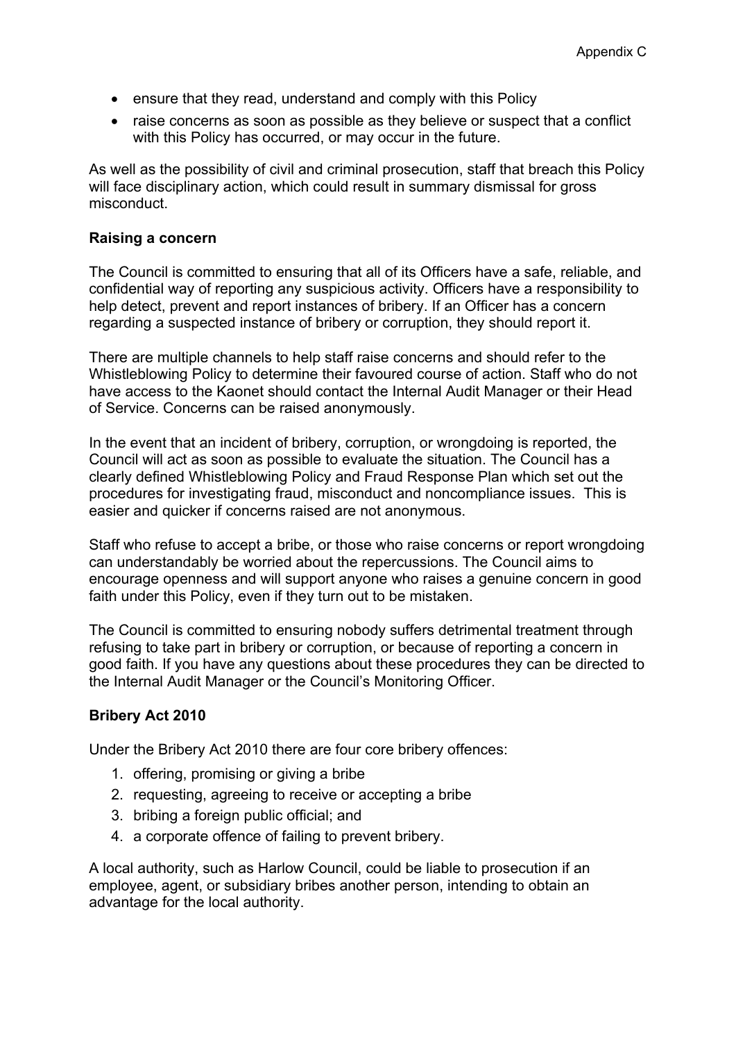- ensure that they read, understand and comply with this Policy
- raise concerns as soon as possible as they believe or suspect that a conflict with this Policy has occurred, or may occur in the future.

As well as the possibility of civil and criminal prosecution, staff that breach this Policy will face disciplinary action, which could result in summary dismissal for gross misconduct.

**Raising a concern**

The Council is committed to ensuring that all of its Officers have a safe, reliable, and confidential way of reporting any suspicious activity. Officers have a responsibility to help detect, prevent and report instances of bribery. If an Officer has a concern regarding a suspected instance of bribery or corruption, they should report it.

There are multiple channels to help staff raise concerns and should refer to the Whistleblowing Policy to determine their favoured course of action. Staff who do not have access to the Kaonet should contact the Internal Audit Manager or their Head of Service. Concerns can be raised anonymously.

In the event that an incident of bribery, corruption, or wrongdoing is reported, the Council will act as soon as possible to evaluate the situation. The Council has a clearly defined Whistleblowing Policy and Fraud Response Plan which set out the procedures for investigating fraud, misconduct and noncompliance issues. This is easier and quicker if concerns raised are not anonymous.

Staff who refuse to accept a bribe, or those who raise concerns or report wrongdoing can understandably be worried about the repercussions. The Council aims to encourage openness and will support anyone who raises a genuine concern in good faith under this Policy, even if they turn out to be mistaken.

The Council is committed to ensuring nobody suffers detrimental treatment through refusing to take part in bribery or corruption, or because of reporting a concern in good faith. If you have any questions about these procedures they can be directed to the Internal Audit Manager or the Council's Monitoring Officer.

**Bribery Act 2010**

Under the Bribery Act 2010 there are four core bribery offences:

1. offering, promising or giving a bribe
2. requesting, agreeing to receive or accepting a bribe
3. bribing a foreign public official; and
4. a corporate offence of failing to prevent bribery.

A local authority, such as Harlow Council, could be liable to prosecution if an employee, agent, or subsidiary bribes another person, intending to obtain an advantage for the local authority.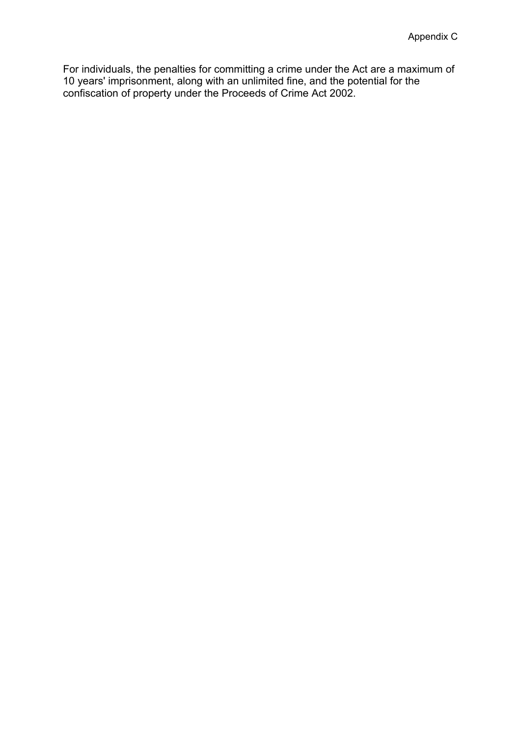For individuals, the penalties for committing a crime under the Act are a maximum of 10 years' imprisonment, along with an unlimited fine, and the potential for the confiscation of property under the Proceeds of Crime Act 2002.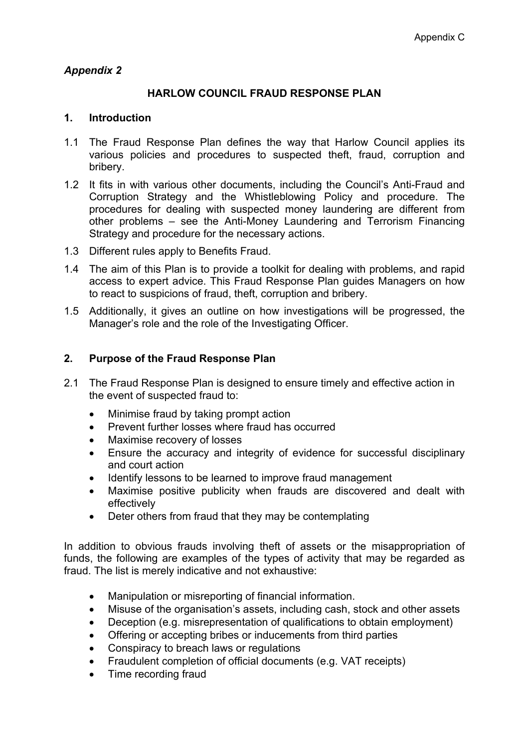*Appendix 2*

## HARLOW COUNCIL FRAUD RESPONSE PLAN

### 1. Introduction

1.1 The Fraud Response Plan defines the way that Harlow Council applies its various policies and procedures to suspected theft, fraud, corruption and bribery.

1.2 It fits in with various other documents, including the Council's Anti-Fraud and Corruption Strategy and the Whistleblowing Policy and procedure. The procedures for dealing with suspected money laundering are different from other problems – see the Anti-Money Laundering and Terrorism Financing Strategy and procedure for the necessary actions.

1.3 Different rules apply to Benefits Fraud.

1.4 The aim of this Plan is to provide a toolkit for dealing with problems, and rapid access to expert advice. This Fraud Response Plan guides Managers on how to react to suspicions of fraud, theft, corruption and bribery.

1.5 Additionally, it gives an outline on how investigations will be progressed, the Manager's role and the role of the Investigating Officer.

### 2. Purpose of the Fraud Response Plan

2.1 The Fraud Response Plan is designed to ensure timely and effective action in the event of suspected fraud to:

- Minimise fraud by taking prompt action
- Prevent further losses where fraud has occurred
- Maximise recovery of losses
- Ensure the accuracy and integrity of evidence for successful disciplinary and court action
- Identify lessons to be learned to improve fraud management
- Maximise positive publicity when frauds are discovered and dealt with effectively
- Deter others from fraud that they may be contemplating

In addition to obvious frauds involving theft of assets or the misappropriation of funds, the following are examples of the types of activity that may be regarded as fraud. The list is merely indicative and not exhaustive:

- Manipulation or misreporting of financial information.
- Misuse of the organisation's assets, including cash, stock and other assets
- Deception (e.g. misrepresentation of qualifications to obtain employment)
- Offering or accepting bribes or inducements from third parties
- Conspiracy to breach laws or regulations
- Fraudulent completion of official documents (e.g. VAT receipts)
- Time recording fraud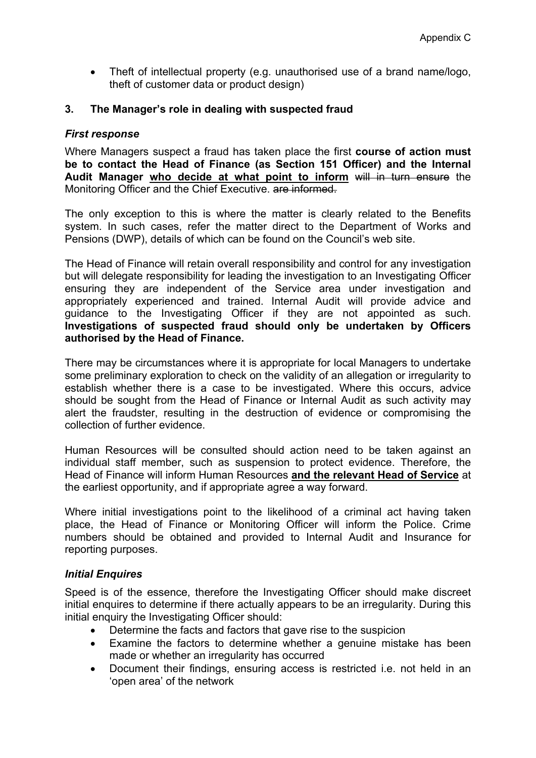- Theft of intellectual property (e.g. unauthorised use of a brand name/logo, theft of customer data or product design)

## 3. The Manager's role in dealing with suspected fraud

### *First response*

Where Managers suspect a fraud has taken place the first **course of action must be to contact the Head of Finance (as Section 151 Officer) and the Internal Audit Manager <u>who decide at what point to inform</u>** ~~will in turn ensure~~ the Monitoring Officer and the Chief Executive. ~~are informed.~~

The only exception to this is where the matter is clearly related to the Benefits system. In such cases, refer the matter direct to the Department of Works and Pensions (DWP), details of which can be found on the Council's web site.

The Head of Finance will retain overall responsibility and control for any investigation but will delegate responsibility for leading the investigation to an Investigating Officer ensuring they are independent of the Service area under investigation and appropriately experienced and trained. Internal Audit will provide advice and guidance to the Investigating Officer if they are not appointed as such. **Investigations of suspected fraud should only be undertaken by Officers authorised by the Head of Finance.**

There may be circumstances where it is appropriate for local Managers to undertake some preliminary exploration to check on the validity of an allegation or irregularity to establish whether there is a case to be investigated. Where this occurs, advice should be sought from the Head of Finance or Internal Audit as such activity may alert the fraudster, resulting in the destruction of evidence or compromising the collection of further evidence.

Human Resources will be consulted should action need to be taken against an individual staff member, such as suspension to protect evidence. Therefore, the Head of Finance will inform Human Resources **<u>and the relevant Head of Service</u>** at the earliest opportunity, and if appropriate agree a way forward.

Where initial investigations point to the likelihood of a criminal act having taken place, the Head of Finance or Monitoring Officer will inform the Police. Crime numbers should be obtained and provided to Internal Audit and Insurance for reporting purposes.

### *Initial Enquires*

Speed is of the essence, therefore the Investigating Officer should make discreet initial enquires to determine if there actually appears to be an irregularity. During this initial enquiry the Investigating Officer should:

- Determine the facts and factors that gave rise to the suspicion
- Examine the factors to determine whether a genuine mistake has been made or whether an irregularity has occurred
- Document their findings, ensuring access is restricted i.e. not held in an 'open area' of the network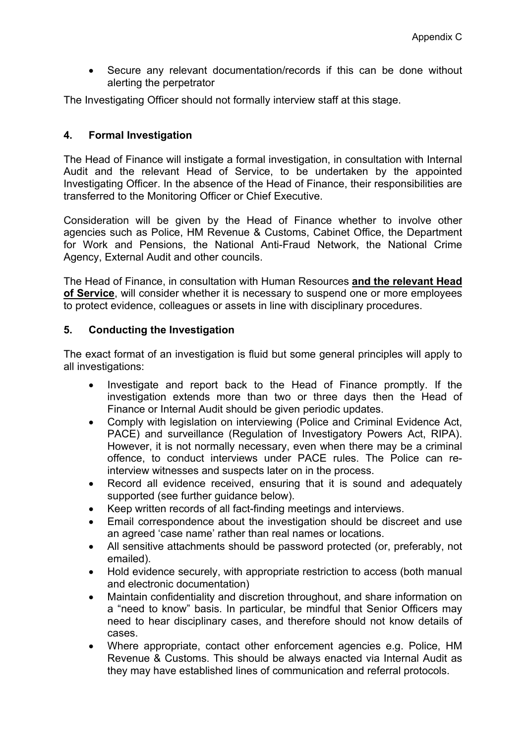- Secure any relevant documentation/records if this can be done without alerting the perpetrator

The Investigating Officer should not formally interview staff at this stage.

## 4. Formal Investigation

The Head of Finance will instigate a formal investigation, in consultation with Internal Audit and the relevant Head of Service, to be undertaken by the appointed Investigating Officer. In the absence of the Head of Finance, their responsibilities are transferred to the Monitoring Officer or Chief Executive.

Consideration will be given by the Head of Finance whether to involve other agencies such as Police, HM Revenue & Customs, Cabinet Office, the Department for Work and Pensions, the National Anti-Fraud Network, the National Crime Agency, External Audit and other councils.

The Head of Finance, in consultation with Human Resources **and the relevant Head of Service**, will consider whether it is necessary to suspend one or more employees to protect evidence, colleagues or assets in line with disciplinary procedures.

## 5. Conducting the Investigation

The exact format of an investigation is fluid but some general principles will apply to all investigations:

- Investigate and report back to the Head of Finance promptly. If the investigation extends more than two or three days then the Head of Finance or Internal Audit should be given periodic updates.
- Comply with legislation on interviewing (Police and Criminal Evidence Act, PACE) and surveillance (Regulation of Investigatory Powers Act, RIPA). However, it is not normally necessary, even when there may be a criminal offence, to conduct interviews under PACE rules. The Police can re-interview witnesses and suspects later on in the process.
- Record all evidence received, ensuring that it is sound and adequately supported (see further guidance below).
- Keep written records of all fact-finding meetings and interviews.
- Email correspondence about the investigation should be discreet and use an agreed 'case name' rather than real names or locations.
- All sensitive attachments should be password protected (or, preferably, not emailed).
- Hold evidence securely, with appropriate restriction to access (both manual and electronic documentation)
- Maintain confidentiality and discretion throughout, and share information on a "need to know" basis. In particular, be mindful that Senior Officers may need to hear disciplinary cases, and therefore should not know details of cases.
- Where appropriate, contact other enforcement agencies e.g. Police, HM Revenue & Customs. This should be always enacted via Internal Audit as they may have established lines of communication and referral protocols.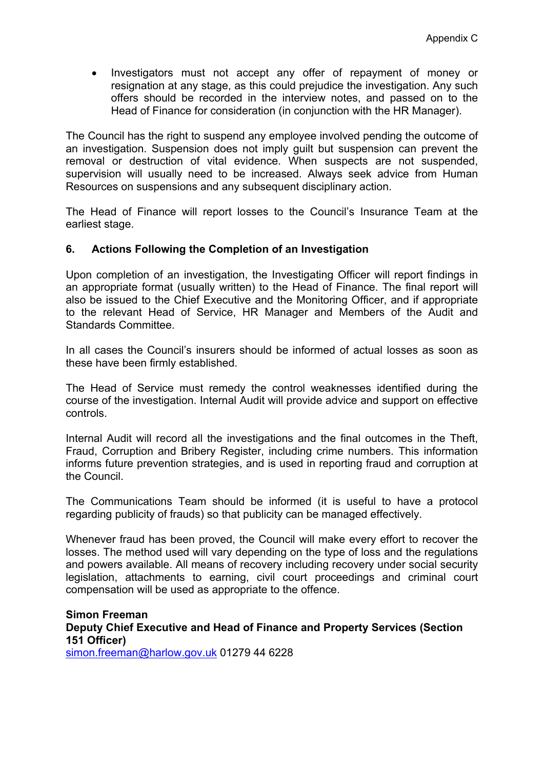- Investigators must not accept any offer of repayment of money or resignation at any stage, as this could prejudice the investigation. Any such offers should be recorded in the interview notes, and passed on to the Head of Finance for consideration (in conjunction with the HR Manager).

The Council has the right to suspend any employee involved pending the outcome of an investigation. Suspension does not imply guilt but suspension can prevent the removal or destruction of vital evidence. When suspects are not suspended, supervision will usually need to be increased. Always seek advice from Human Resources on suspensions and any subsequent disciplinary action.

The Head of Finance will report losses to the Council's Insurance Team at the earliest stage.

## 6. Actions Following the Completion of an Investigation

Upon completion of an investigation, the Investigating Officer will report findings in an appropriate format (usually written) to the Head of Finance. The final report will also be issued to the Chief Executive and the Monitoring Officer, and if appropriate to the relevant Head of Service, HR Manager and Members of the Audit and Standards Committee.

In all cases the Council's insurers should be informed of actual losses as soon as these have been firmly established.

The Head of Service must remedy the control weaknesses identified during the course of the investigation. Internal Audit will provide advice and support on effective controls.

Internal Audit will record all the investigations and the final outcomes in the Theft, Fraud, Corruption and Bribery Register, including crime numbers. This information informs future prevention strategies, and is used in reporting fraud and corruption at the Council.

The Communications Team should be informed (it is useful to have a protocol regarding publicity of frauds) so that publicity can be managed effectively.

Whenever fraud has been proved, the Council will make every effort to recover the losses. The method used will vary depending on the type of loss and the regulations and powers available. All means of recovery including recovery under social security legislation, attachments to earning, civil court proceedings and criminal court compensation will be used as appropriate to the offence.

**Simon Freeman**
**Deputy Chief Executive and Head of Finance and Property Services (Section 151 Officer)**
simon.freeman@harlow.gov.uk 01279 44 6228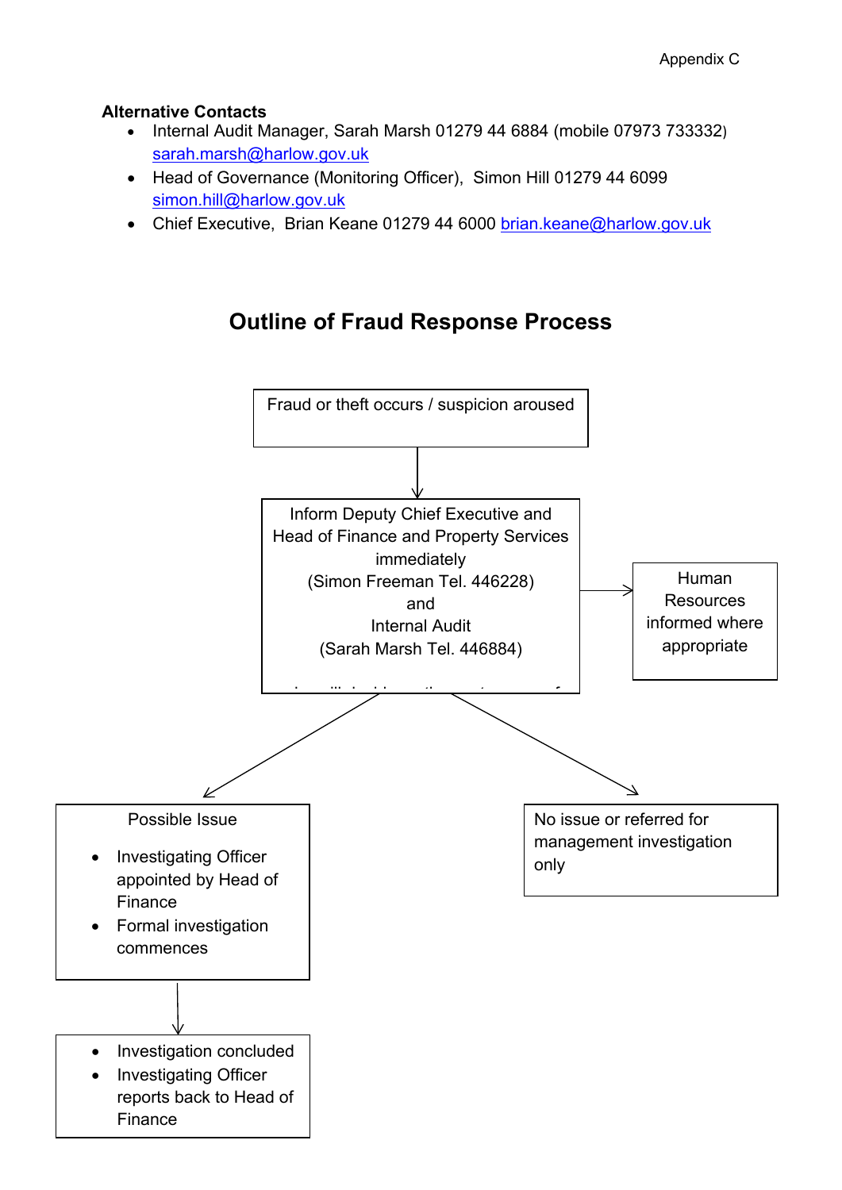Appendix C

**Alternative Contacts**

- Internal Audit Manager, Sarah Marsh 01279 44 6884 (mobile 07973 733332) [sarah.marsh@harlow.gov.uk](mailto:sarah.marsh@harlow.gov.uk)
- Head of Governance (Monitoring Officer), Simon Hill 01279 44 6099 [simon.hill@harlow.gov.uk](mailto:simon.hill@harlow.gov.uk)
- Chief Executive, Brian Keane 01279 44 6000 [brian.keane@harlow.gov.uk](mailto:brian.keane@harlow.gov.uk)

## Outline of Fraud Response Process

Fraud or theft occurs / suspicion aroused

Inform Deputy Chief Executive and Head of Finance and Property Services immediately (Simon Freeman Tel. 446228) and Internal Audit (Sarah Marsh Tel. 446884)

Human Resources informed where appropriate

Possible Issue

- Investigating Officer appointed by Head of Finance
- Formal investigation commences

No issue or referred for management investigation only

- Investigation concluded
- Investigating Officer reports back to Head of Finance